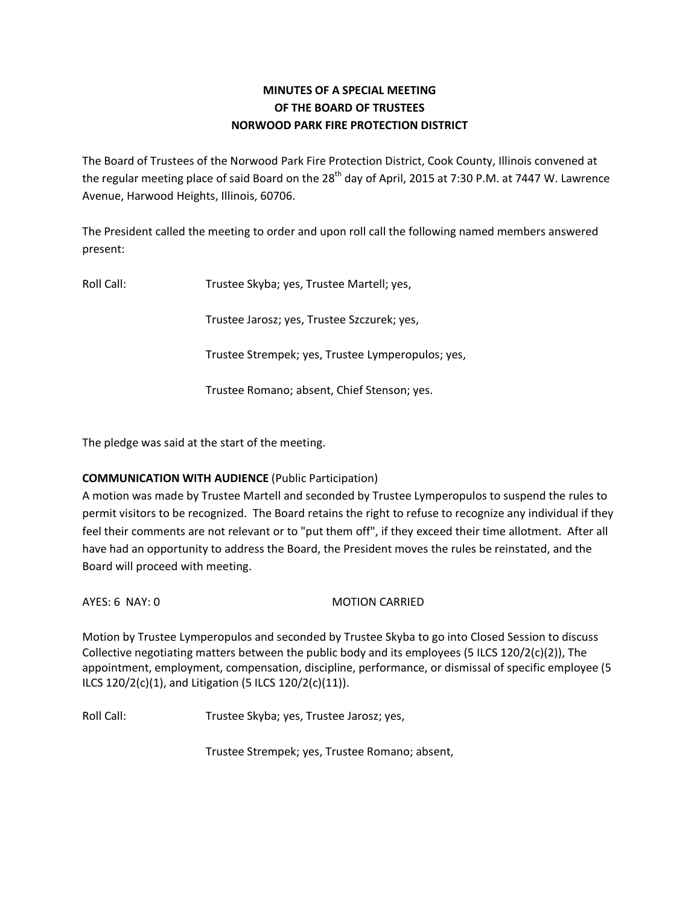# MINUTES OF A SPECIAL MEETING
# OF THE BOARD OF TRUSTEES
# NORWOOD PARK FIRE PROTECTION DISTRICT

The Board of Trustees of the Norwood Park Fire Protection District, Cook County, Illinois convened at the regular meeting place of said Board on the 28th day of April, 2015 at 7:30 P.M. at 7447 W. Lawrence Avenue, Harwood Heights, Illinois, 60706.

The President called the meeting to order and upon roll call the following named members answered present:

Roll Call: Trustee Skyba; yes, Trustee Martell; yes,

Trustee Jarosz; yes, Trustee Szczurek; yes,

Trustee Strempek; yes, Trustee Lymperopulos; yes,

Trustee Romano; absent, Chief Stenson; yes.

The pledge was said at the start of the meeting.

**COMMUNICATION WITH AUDIENCE** (Public Participation)
A motion was made by Trustee Martell and seconded by Trustee Lymperopulos to suspend the rules to permit visitors to be recognized. The Board retains the right to refuse to recognize any individual if they feel their comments are not relevant or to "put them off", if they exceed their time allotment. After all have had an opportunity to address the Board, the President moves the rules be reinstated, and the Board will proceed with meeting.

AYES: 6 NAY: 0 MOTION CARRIED

Motion by Trustee Lymperopulos and seconded by Trustee Skyba to go into Closed Session to discuss Collective negotiating matters between the public body and its employees (5 ILCS 120/2(c)(2)), The appointment, employment, compensation, discipline, performance, or dismissal of specific employee (5 ILCS 120/2(c)(1), and Litigation (5 ILCS 120/2(c)(11)).

Roll Call: Trustee Skyba; yes, Trustee Jarosz; yes,

Trustee Strempek; yes, Trustee Romano; absent,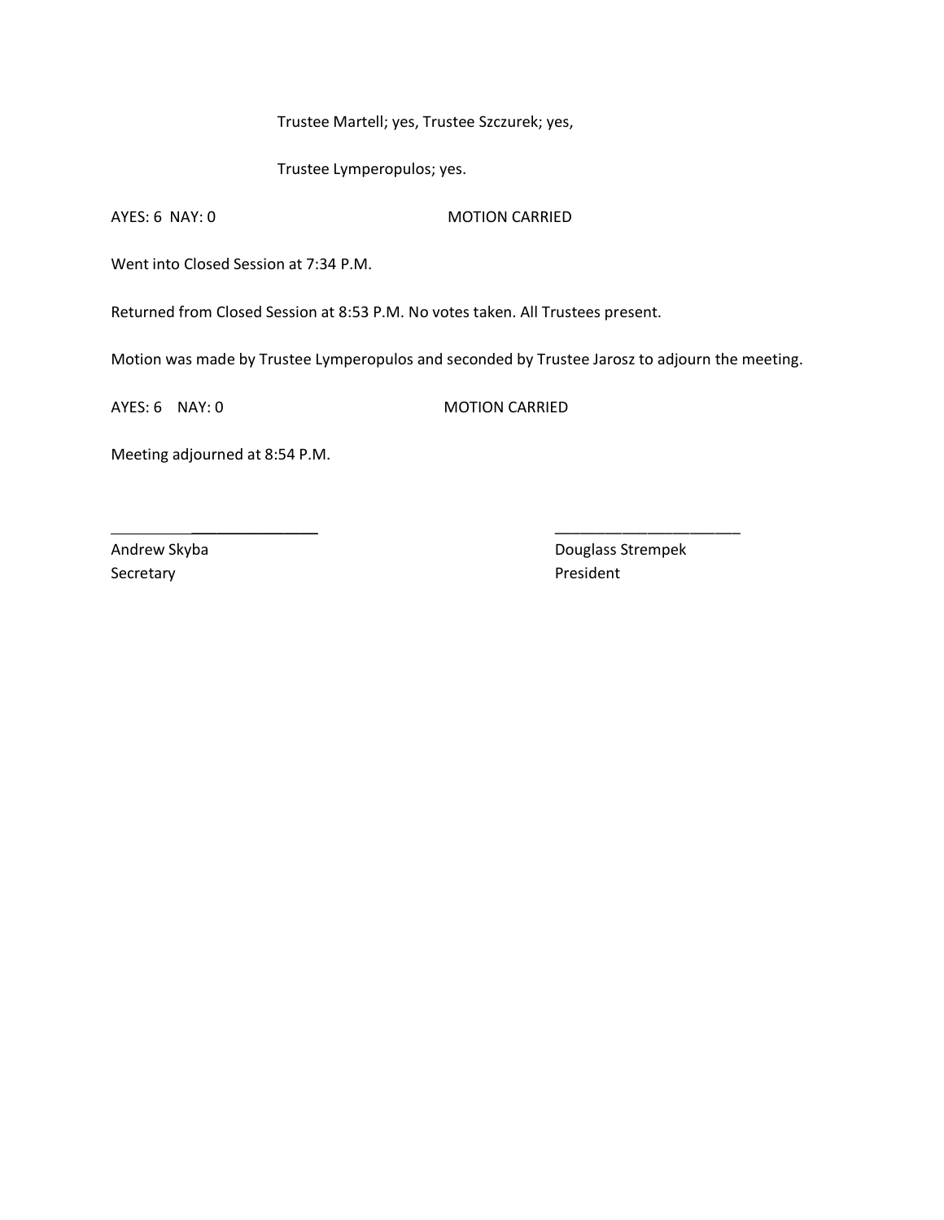Trustee Martell; yes, Trustee Szczurek; yes,

Trustee Lymperopulos; yes.

AYES: 6 NAY: 0 MOTION CARRIED

Went into Closed Session at 7:34 P.M.

Returned from Closed Session at 8:53 P.M. No votes taken. All Trustees present.

Motion was made by Trustee Lymperopulos and seconded by Trustee Jarosz to adjourn the meeting.

AYES: 6 NAY: 0 MOTION CARRIED

Meeting adjourned at 8:54 P.M.

_______________________ _______________________

Andrew Skyba
Secretary

Douglass Strempek
President